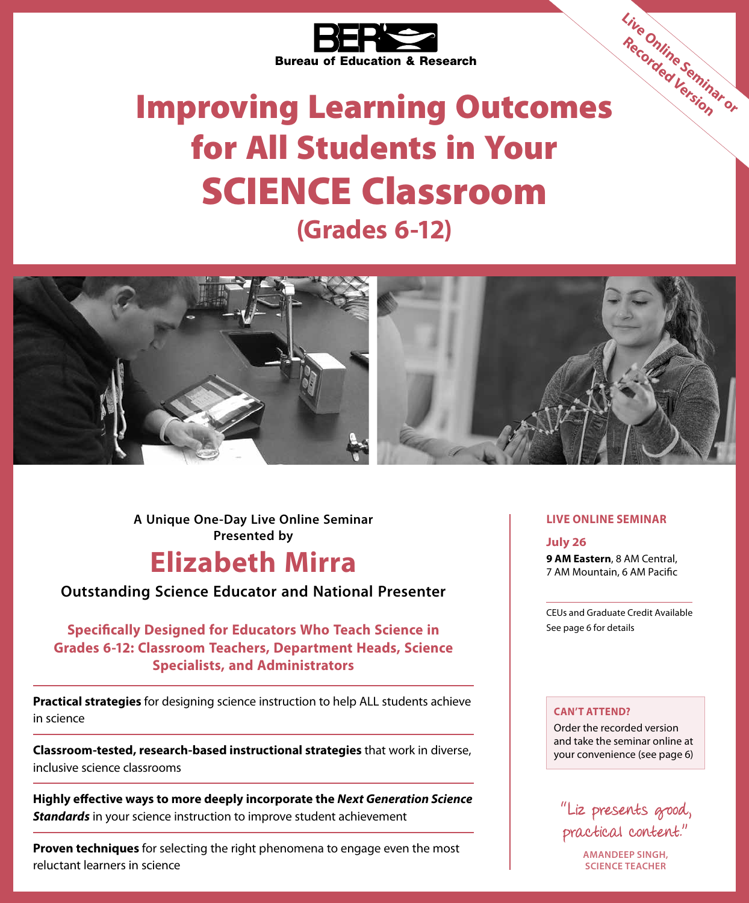**BER**
**Bureau of Education & Research**

**Live Online Seminar or Recorded Version**

# Improving Learning Outcomes for All Students in Your SCIENCE Classroom

## (Grades 6-12)

**A Unique One-Day Live Online Seminar Presented by**

## Elizabeth Mirra

**Outstanding Science Educator and National Presenter**

**Specifically Designed for Educators Who Teach Science in Grades 6-12: Classroom Teachers, Department Heads, Science Specialists, and Administrators**

**Practical strategies** for designing science instruction to help ALL students achieve in science

**Classroom-tested, research-based instructional strategies** that work in diverse, inclusive science classrooms

**Highly effective ways to more deeply incorporate the *Next Generation Science Standards*** in your science instruction to improve student achievement

**Proven techniques** for selecting the right phenomena to engage even the most reluctant learners in science

**LIVE ONLINE SEMINAR**

**July 26**
**9 AM Eastern**, 8 AM Central, 7 AM Mountain, 6 AM Pacific

CEUs and Graduate Credit Available
See page 6 for details

**CAN'T ATTEND?**
Order the recorded version and take the seminar online at your convenience (see page 6)

"Liz presents good, practical content."

**AMANDEEP SINGH, SCIENCE TEACHER**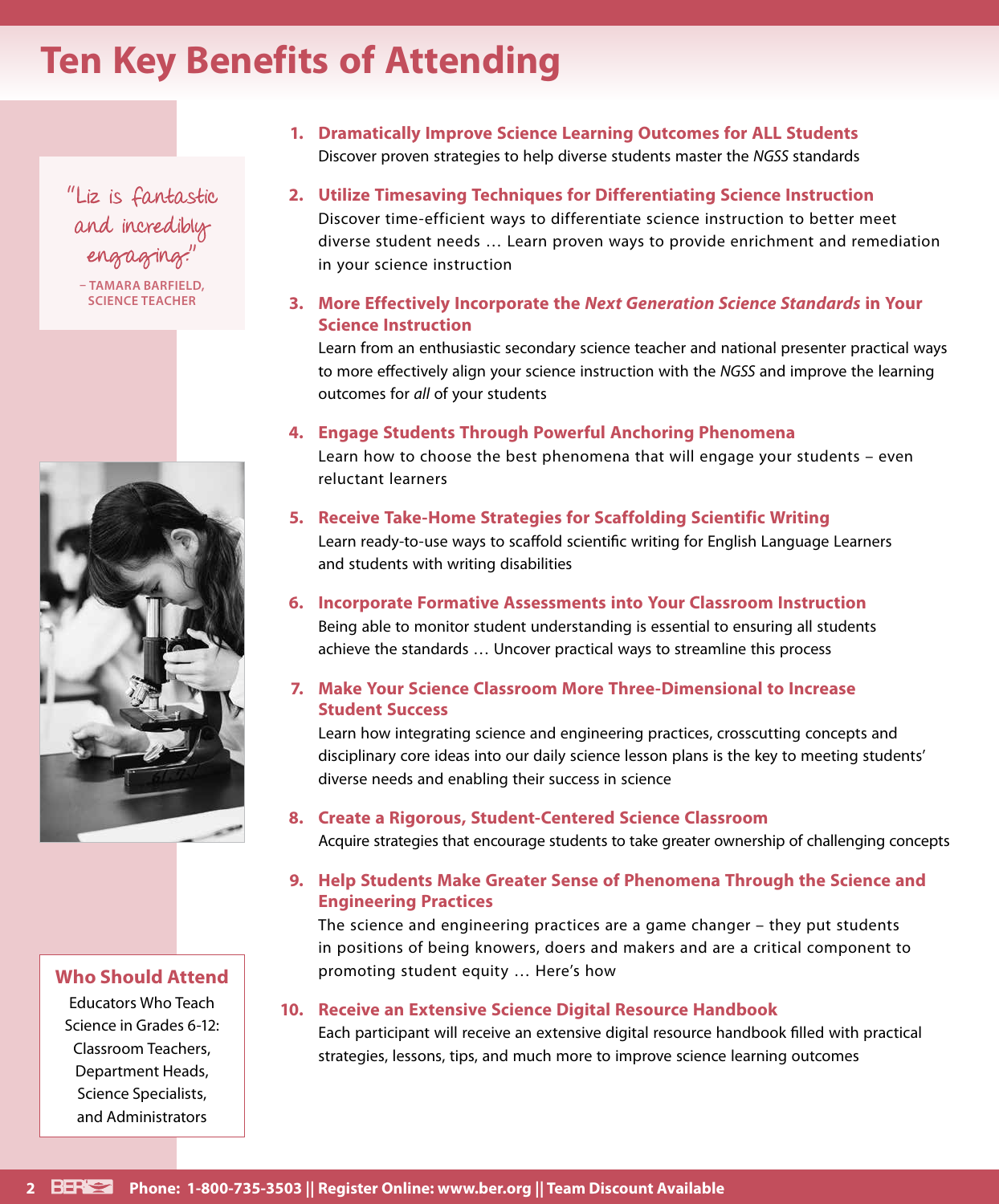# Ten Key Benefits of Attending

> "Liz is fantastic and incredibly engaging!"
>
> – TAMARA BARFIELD, SCIENCE TEACHER

1. **Dramatically Improve Science Learning Outcomes for ALL Students**
   Discover proven strategies to help diverse students master the *NGSS* standards

2. **Utilize Timesaving Techniques for Differentiating Science Instruction**
   Discover time-efficient ways to differentiate science instruction to better meet diverse student needs … Learn proven ways to provide enrichment and remediation in your science instruction

3. **More Effectively Incorporate the *Next Generation Science Standards* in Your Science Instruction**
   Learn from an enthusiastic secondary science teacher and national presenter practical ways to more effectively align your science instruction with the *NGSS* and improve the learning outcomes for *all* of your students

4. **Engage Students Through Powerful Anchoring Phenomena**
   Learn how to choose the best phenomena that will engage your students – even reluctant learners

5. **Receive Take-Home Strategies for Scaffolding Scientific Writing**
   Learn ready-to-use ways to scaffold scientific writing for English Language Learners and students with writing disabilities

6. **Incorporate Formative Assessments into Your Classroom Instruction**
   Being able to monitor student understanding is essential to ensuring all students achieve the standards … Uncover practical ways to streamline this process

7. **Make Your Science Classroom More Three-Dimensional to Increase Student Success**
   Learn how integrating science and engineering practices, crosscutting concepts and disciplinary core ideas into our daily science lesson plans is the key to meeting students' diverse needs and enabling their success in science

8. **Create a Rigorous, Student-Centered Science Classroom**
   Acquire strategies that encourage students to take greater ownership of challenging concepts

9. **Help Students Make Greater Sense of Phenomena Through the Science and Engineering Practices**
   The science and engineering practices are a game changer – they put students in positions of being knowers, doers and makers and are a critical component to promoting student equity … Here's how

10. **Receive an Extensive Science Digital Resource Handbook**
    Each participant will receive an extensive digital resource handbook filled with practical strategies, lessons, tips, and much more to improve science learning outcomes

## Who Should Attend

Educators Who Teach Science in Grades 6-12: Classroom Teachers, Department Heads, Science Specialists, and Administrators

Phone: 1-800-735-3503 || Register Online: www.ber.org || Team Discount Available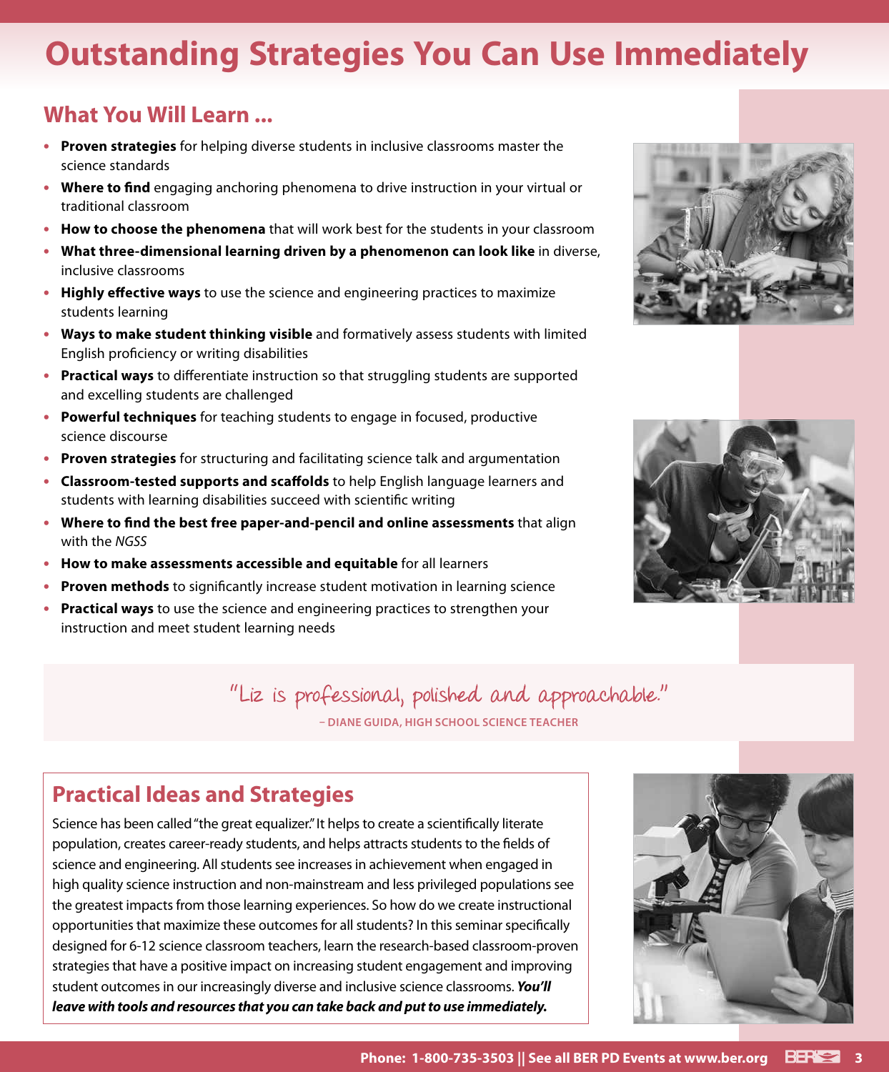# Outstanding Strategies You Can Use Immediately

## What You Will Learn ...

- **Proven strategies** for helping diverse students in inclusive classrooms master the science standards
- **Where to find** engaging anchoring phenomena to drive instruction in your virtual or traditional classroom
- **How to choose the phenomena** that will work best for the students in your classroom
- **What three-dimensional learning driven by a phenomenon can look like** in diverse, inclusive classrooms
- **Highly effective ways** to use the science and engineering practices to maximize students learning
- **Ways to make student thinking visible** and formatively assess students with limited English proficiency or writing disabilities
- **Practical ways** to differentiate instruction so that struggling students are supported and excelling students are challenged
- **Powerful techniques** for teaching students to engage in focused, productive science discourse
- **Proven strategies** for structuring and facilitating science talk and argumentation
- **Classroom-tested supports and scaffolds** to help English language learners and students with learning disabilities succeed with scientific writing
- **Where to find the best free paper-and-pencil and online assessments** that align with the *NGSS*
- **How to make assessments accessible and equitable** for all learners
- **Proven methods** to significantly increase student motivation in learning science
- **Practical ways** to use the science and engineering practices to strengthen your instruction and meet student learning needs

"Liz is professional, polished and approachable."

– DIANE GUIDA, HIGH SCHOOL SCIENCE TEACHER

## Practical Ideas and Strategies

Science has been called "the great equalizer." It helps to create a scientifically literate population, creates career-ready students, and helps attracts students to the fields of science and engineering. All students see increases in achievement when engaged in high quality science instruction and non-mainstream and less privileged populations see the greatest impacts from those learning experiences. So how do we create instructional opportunities that maximize these outcomes for all students? In this seminar specifically designed for 6-12 science classroom teachers, learn the research-based classroom-proven strategies that have a positive impact on increasing student engagement and improving student outcomes in our increasingly diverse and inclusive science classrooms. ***You'll leave with tools and resources that you can take back and put to use immediately.***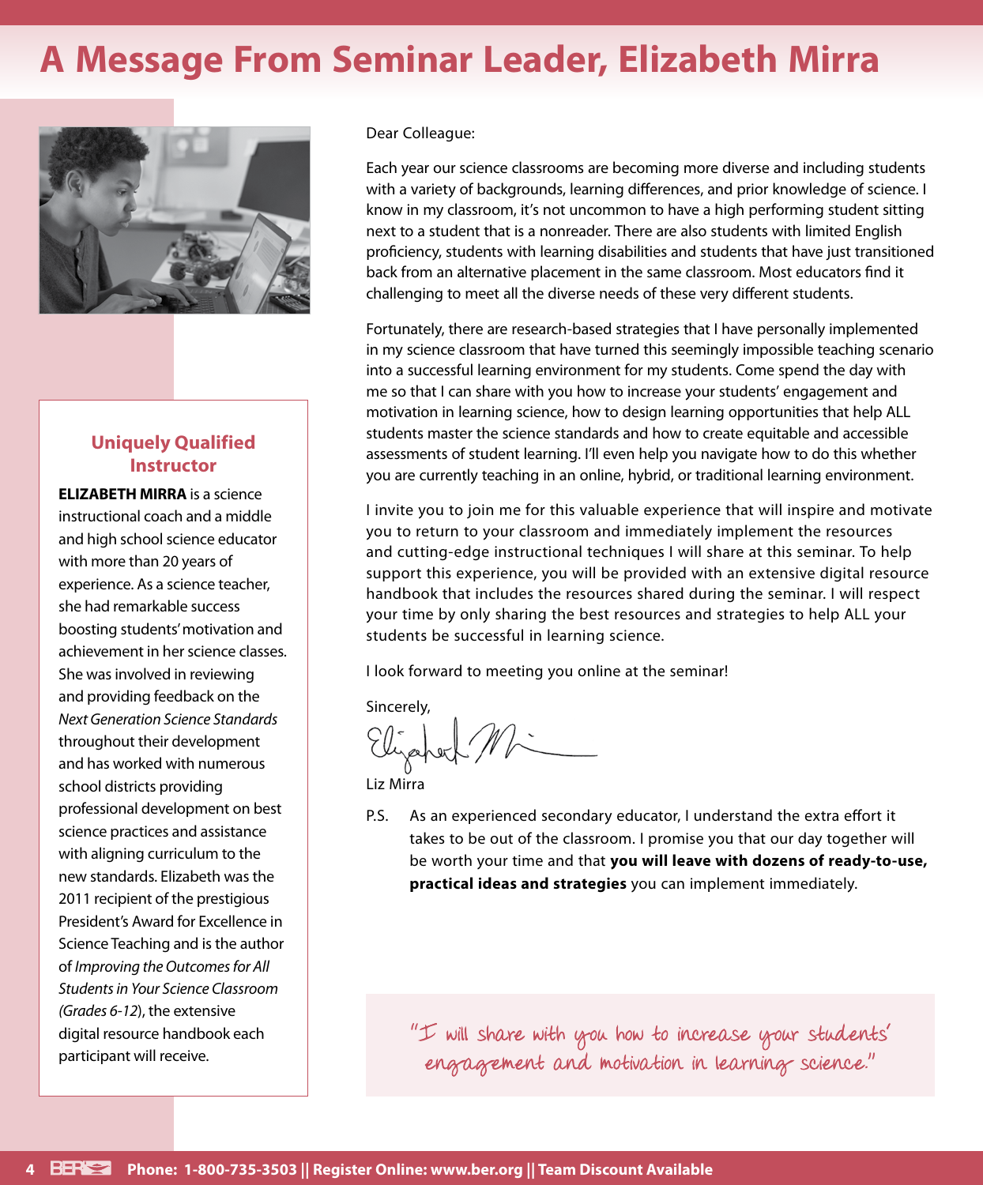# A Message From Seminar Leader, Elizabeth Mirra

### Uniquely Qualified Instructor

**ELIZABETH MIRRA** is a science instructional coach and a middle and high school science educator with more than 20 years of experience. As a science teacher, she had remarkable success boosting students' motivation and achievement in her science classes. She was involved in reviewing and providing feedback on the *Next Generation Science Standards* throughout their development and has worked with numerous school districts providing professional development on best science practices and assistance with aligning curriculum to the new standards. Elizabeth was the 2011 recipient of the prestigious President's Award for Excellence in Science Teaching and is the author of *Improving the Outcomes for All Students in Your Science Classroom (Grades 6-12)*, the extensive digital resource handbook each participant will receive.

Dear Colleague:

Each year our science classrooms are becoming more diverse and including students with a variety of backgrounds, learning differences, and prior knowledge of science. I know in my classroom, it's not uncommon to have a high performing student sitting next to a student that is a nonreader. There are also students with limited English proficiency, students with learning disabilities and students that have just transitioned back from an alternative placement in the same classroom. Most educators find it challenging to meet all the diverse needs of these very different students.

Fortunately, there are research-based strategies that I have personally implemented in my science classroom that have turned this seemingly impossible teaching scenario into a successful learning environment for my students. Come spend the day with me so that I can share with you how to increase your students' engagement and motivation in learning science, how to design learning opportunities that help ALL students master the science standards and how to create equitable and accessible assessments of student learning. I'll even help you navigate how to do this whether you are currently teaching in an online, hybrid, or traditional learning environment.

I invite you to join me for this valuable experience that will inspire and motivate you to return to your classroom and immediately implement the resources and cutting-edge instructional techniques I will share at this seminar. To help support this experience, you will be provided with an extensive digital resource handbook that includes the resources shared during the seminar. I will respect your time by only sharing the best resources and strategies to help ALL your students be successful in learning science.

I look forward to meeting you online at the seminar!

Sincerely,

Liz Mirra

P.S. As an experienced secondary educator, I understand the extra effort it takes to be out of the classroom. I promise you that our day together will be worth your time and that **you will leave with dozens of ready-to-use, practical ideas and strategies** you can implement immediately.

"I will share with you how to increase your students' engagement and motivation in learning science."

Phone: 1-800-735-3503 || Register Online: www.ber.org || Team Discount Available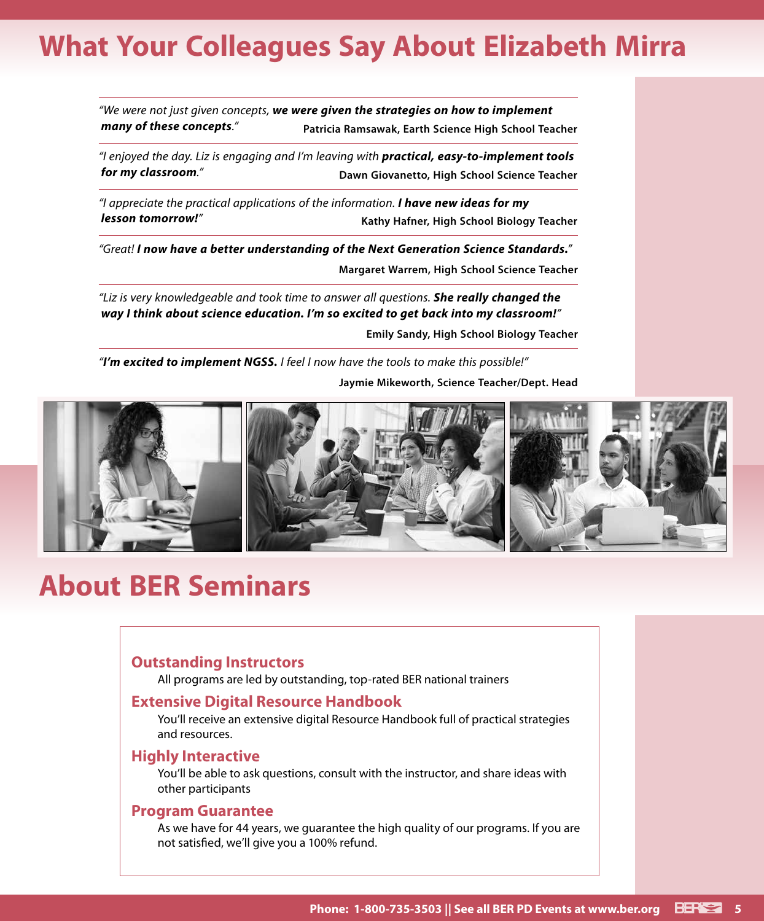# What Your Colleagues Say About Elizabeth Mirra

*"We were not just given concepts,* ***we were given the strategies on how to implement many of these concepts****."*

**Patricia Ramsawak, Earth Science High School Teacher**

*"I enjoyed the day. Liz is engaging and I'm leaving with* ***practical, easy-to-implement tools for my classroom****."*

**Dawn Giovanetto, High School Science Teacher**

*"I appreciate the practical applications of the information.* ***I have new ideas for my lesson tomorrow!****"*

**Kathy Hafner, High School Biology Teacher**

*"Great!* ***I now have a better understanding of the Next Generation Science Standards.****"*

**Margaret Warrem, High School Science Teacher**

*"Liz is very knowledgeable and took time to answer all questions.* ***She really changed the way I think about science education. I'm so excited to get back into my classroom!****"*

**Emily Sandy, High School Biology Teacher**

*"****I'm excited to implement NGSS.*** *I feel I now have the tools to make this possible!"*

**Jaymie Mikeworth, Science Teacher/Dept. Head**

# About BER Seminars

### Outstanding Instructors

All programs are led by outstanding, top-rated BER national trainers

### Extensive Digital Resource Handbook

You'll receive an extensive digital Resource Handbook full of practical strategies and resources.

### Highly Interactive

You'll be able to ask questions, consult with the instructor, and share ideas with other participants

### Program Guarantee

As we have for 44 years, we guarantee the high quality of our programs. If you are not satisfied, we'll give you a 100% refund.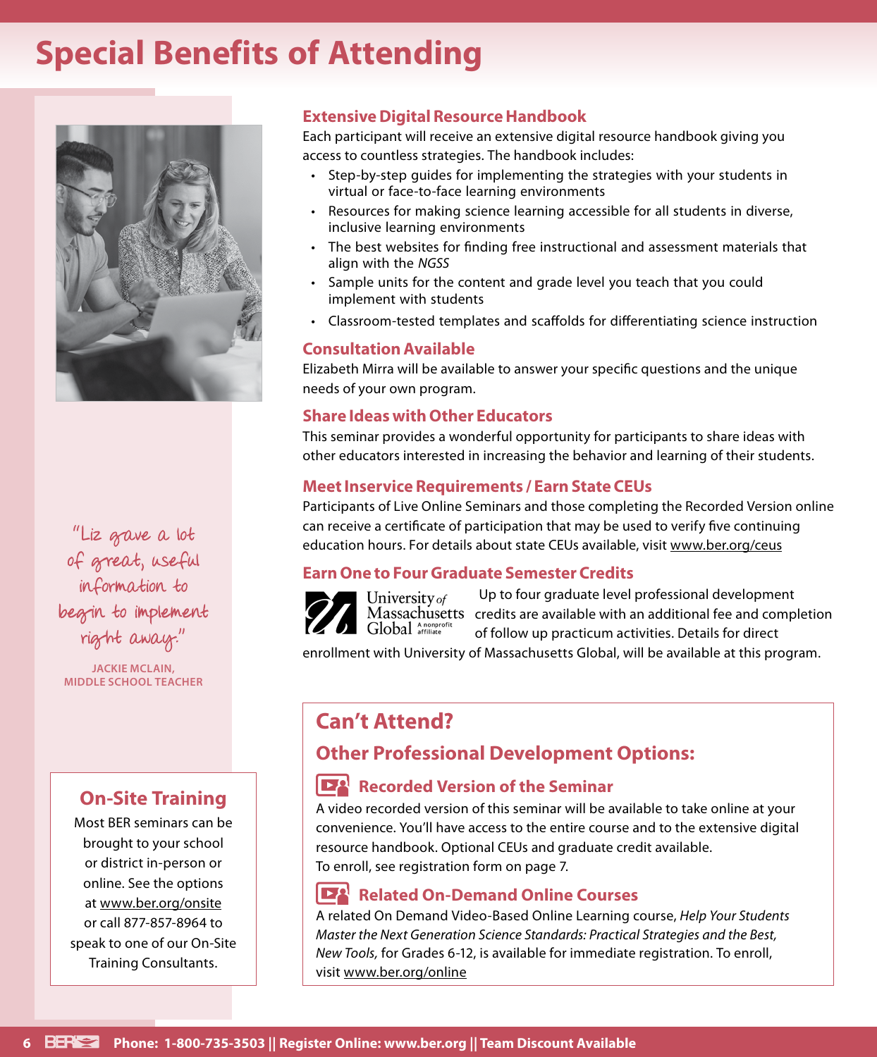# Special Benefits of Attending

"Liz gave a lot of great, useful information to begin to implement right away."

JACKIE MCLAIN,
MIDDLE SCHOOL TEACHER

## On-Site Training

Most BER seminars can be brought to your school or district in-person or online. See the options at www.ber.org/onsite or call 877-857-8964 to speak to one of our On-Site Training Consultants.

### Extensive Digital Resource Handbook

Each participant will receive an extensive digital resource handbook giving you access to countless strategies. The handbook includes:

- Step-by-step guides for implementing the strategies with your students in virtual or face-to-face learning environments
- Resources for making science learning accessible for all students in diverse, inclusive learning environments
- The best websites for finding free instructional and assessment materials that align with the *NGSS*
- Sample units for the content and grade level you teach that you could implement with students
- Classroom-tested templates and scaffolds for differentiating science instruction

### Consultation Available

Elizabeth Mirra will be available to answer your specific questions and the unique needs of your own program.

### Share Ideas with Other Educators

This seminar provides a wonderful opportunity for participants to share ideas with other educators interested in increasing the behavior and learning of their students.

### Meet Inservice Requirements / Earn State CEUs

Participants of Live Online Seminars and those completing the Recorded Version online can receive a certificate of participation that may be used to verify five continuing education hours. For details about state CEUs available, visit www.ber.org/ceus

### Earn One to Four Graduate Semester Credits

University of Massachusetts Global (A nonprofit affiliate)

Up to four graduate level professional development credits are available with an additional fee and completion of follow up practicum activities. Details for direct enrollment with University of Massachusetts Global, will be available at this program.

## Can't Attend?

### Other Professional Development Options:

#### Recorded Version of the Seminar

A video recorded version of this seminar will be available to take online at your convenience. You'll have access to the entire course and to the extensive digital resource handbook. Optional CEUs and graduate credit available.
To enroll, see registration form on page 7.

#### Related On-Demand Online Courses

A related On Demand Video-Based Online Learning course, *Help Your Students Master the Next Generation Science Standards: Practical Strategies and the Best, New Tools,* for Grades 6-12, is available for immediate registration. To enroll, visit www.ber.org/online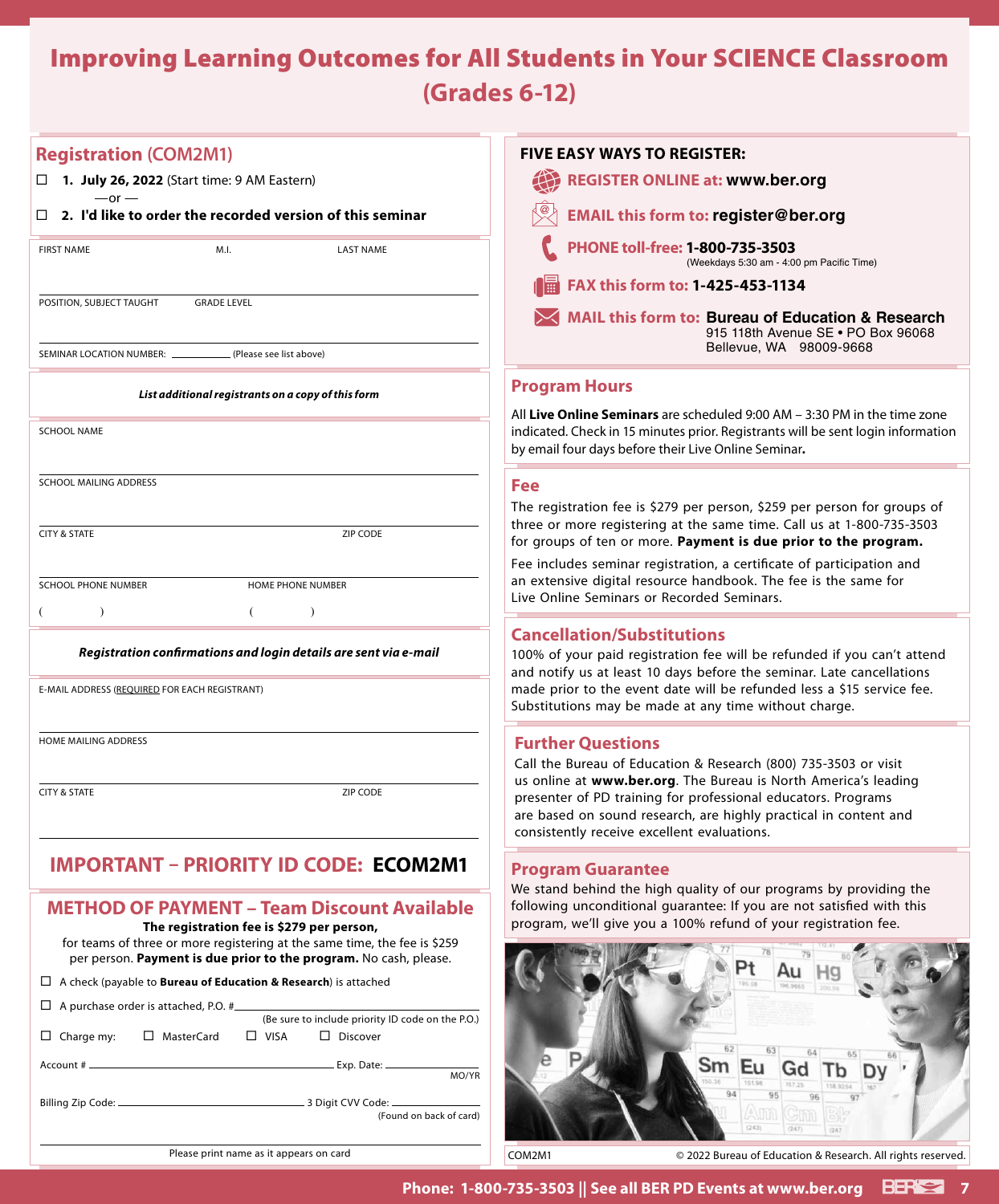# Improving Learning Outcomes for All Students in Your SCIENCE Classroom (Grades 6-12)

## Registration (COM2M1)

☐ **1. July 26, 2022** (Start time: 9 AM Eastern)

—or —

☐ **2. I'd like to order the recorded version of this seminar**

FIRST NAME M.I. LAST NAME

POSITION, SUBJECT TAUGHT GRADE LEVEL

SEMINAR LOCATION NUMBER: ___________ (Please see list above)

***List additional registrants on a copy of this form***

SCHOOL NAME

SCHOOL MAILING ADDRESS

CITY & STATE ZIP CODE

SCHOOL PHONE NUMBER HOME PHONE NUMBER

( ) ( )

***Registration confirmations and login details are sent via e-mail***

E-MAIL ADDRESS (REQUIRED FOR EACH REGISTRANT)

HOME MAILING ADDRESS

CITY & STATE ZIP CODE

## IMPORTANT – PRIORITY ID CODE: ECOM2M1

## METHOD OF PAYMENT – Team Discount Available

**The registration fee is $279 per person,** for teams of three or more registering at the same time, the fee is $259 per person. **Payment is due prior to the program.** No cash, please.

☐ A check (payable to **Bureau of Education & Research**) is attached

☐ A purchase order is attached, P.O. #___________ (Be sure to include priority ID code on the P.O.)

☐ Charge my: ☐ MasterCard ☐ VISA ☐ Discover

Account # ___________ Exp. Date: ___________ MO/YR

Billing Zip Code: ___________ 3 Digit CVV Code: ___________ (Found on back of card)

Please print name as it appears on card

## FIVE EASY WAYS TO REGISTER:

- **REGISTER ONLINE at: www.ber.org**
- **EMAIL this form to: register@ber.org**
- **PHONE toll-free: 1-800-735-3503** (Weekdays 5:30 am - 4:00 pm Pacific Time)
- **FAX this form to: 1-425-453-1134**
- **MAIL this form to: Bureau of Education & Research**
  915 118th Avenue SE • PO Box 96068
  Bellevue, WA 98009-9668

## Program Hours

All **Live Online Seminars** are scheduled 9:00 AM – 3:30 PM in the time zone indicated. Check in 15 minutes prior. Registrants will be sent login information by email four days before their Live Online Seminar**.**

## Fee

The registration fee is $279 per person, $259 per person for groups of three or more registering at the same time. Call us at 1-800-735-3503 for groups of ten or more. **Payment is due prior to the program.**

Fee includes seminar registration, a certificate of participation and an extensive digital resource handbook. The fee is the same for Live Online Seminars or Recorded Seminars.

## Cancellation/Substitutions

100% of your paid registration fee will be refunded if you can't attend and notify us at least 10 days before the seminar. Late cancellations made prior to the event date will be refunded less a $15 service fee. Substitutions may be made at any time without charge.

## Further Questions

Call the Bureau of Education & Research (800) 735-3503 or visit us online at **www.ber.org**. The Bureau is North America's leading presenter of PD training for professional educators. Programs are based on sound research, are highly practical in content and consistently receive excellent evaluations.

## Program Guarantee

We stand behind the high quality of our programs by providing the following unconditional guarantee: If you are not satisfied with this program, we'll give you a 100% refund of your registration fee.

COM2M1 © 2022 Bureau of Education & Research. All rights reserved.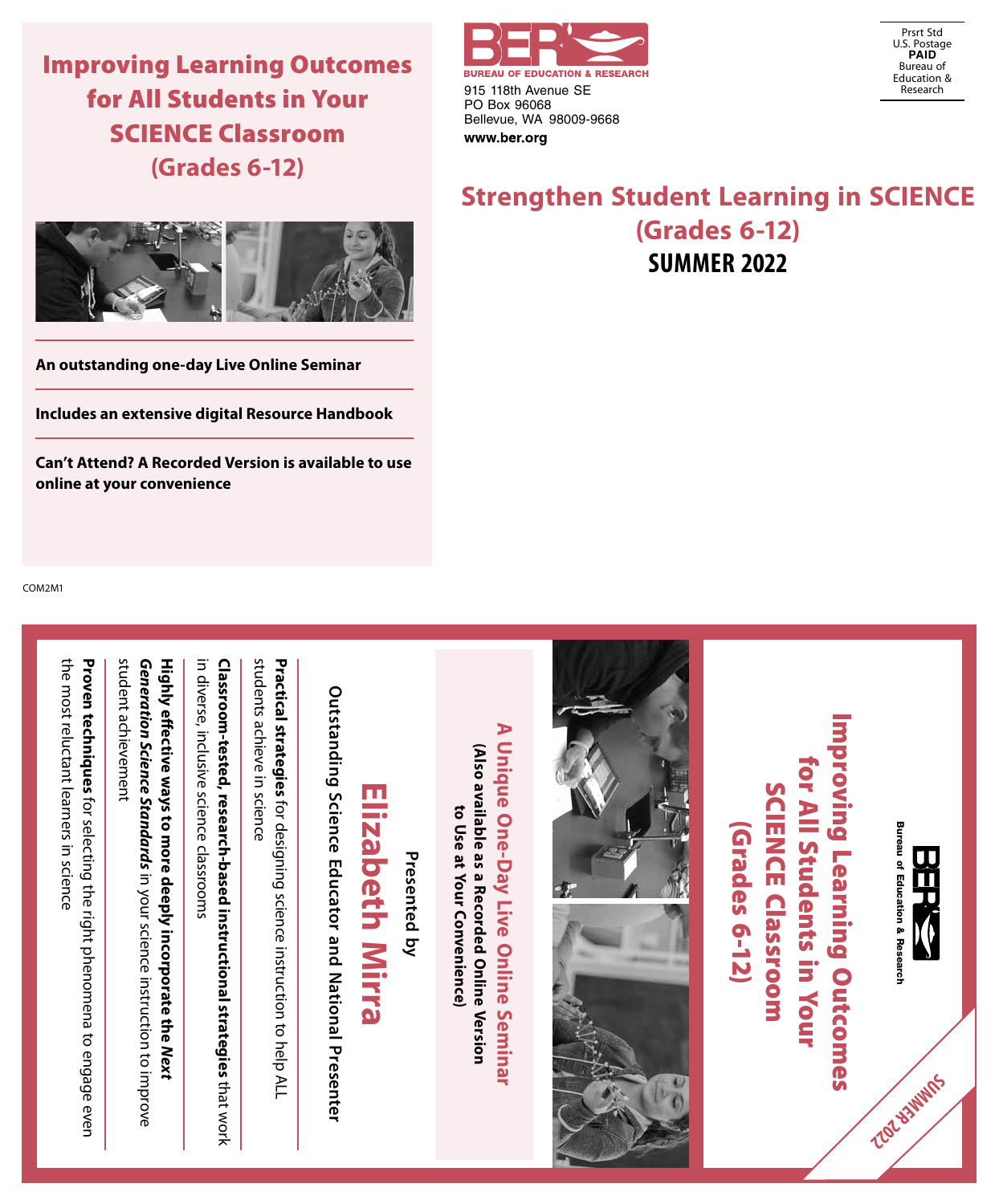# Improving Learning Outcomes for All Students in Your SCIENCE Classroom (Grades 6-12)

**An outstanding one-day Live Online Seminar**

**Includes an extensive digital Resource Handbook**

**Can't Attend? A Recorded Version is available to use online at your convenience**

COM2M1

BER BUREAU OF EDUCATION & RESEARCH
915 118th Avenue SE
PO Box 96068
Bellevue, WA 98009-9668
**www.ber.org**

Prsrt Std
U.S. Postage
**PAID**
Bureau of Education & Research

## Strengthen Student Learning in SCIENCE (Grades 6-12)

## SUMMER 2022

# Improving Learning Outcomes for All Students in Your SCIENCE Classroom (Grades 6-12)

Bureau of Education & Research

SUMMER 2022

**A Unique One-Day Live Online Seminar**

**(Also available as a Recorded Online Version to Use at Your Convenience)**

Presented by

## Elizabeth Mirra

**Outstanding Science Educator and National Presenter**

- **Practical strategies** for designing science instruction to help ALL students achieve in science
- **Classroom-tested, research-based instructional strategies** that work in diverse, inclusive science classrooms
- **Highly effective ways to more deeply incorporate the *Next Generation Science Standards*** in your science instruction to improve student achievement
- **Proven techniques** for selecting the right phenomena to engage even the most reluctant learners in science